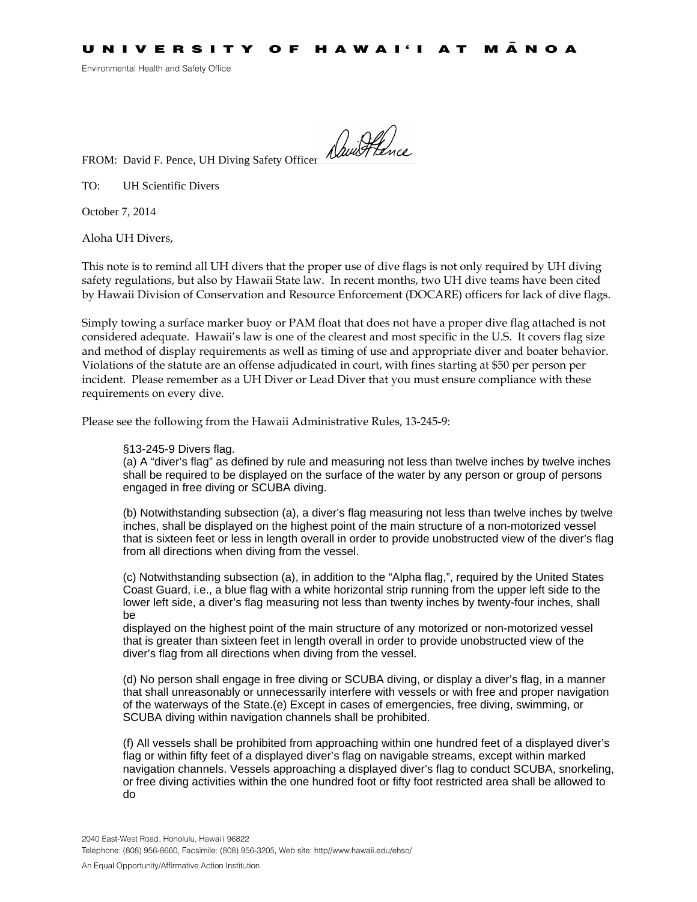**UNIVERSITY OF HAWAI'I AT MĀNOA**

Environmental Health and Safety Office

FROM: David F. Pence, UH Diving Safety Officer

TO: UH Scientific Divers

October 7, 2014

Aloha UH Divers,

This note is to remind all UH divers that the proper use of dive flags is not only required by UH diving safety regulations, but also by Hawaii State law. In recent months, two UH dive teams have been cited by Hawaii Division of Conservation and Resource Enforcement (DOCARE) officers for lack of dive flags.

Simply towing a surface marker buoy or PAM float that does not have a proper dive flag attached is not considered adequate. Hawaii's law is one of the clearest and most specific in the U.S. It covers flag size and method of display requirements as well as timing of use and appropriate diver and boater behavior. Violations of the statute are an offense adjudicated in court, with fines starting at $50 per person per incident. Please remember as a UH Diver or Lead Diver that you must ensure compliance with these requirements on every dive.

Please see the following from the Hawaii Administrative Rules, 13-245-9:

> §13-245-9 Divers flag.
> (a) A "diver's flag" as defined by rule and measuring not less than twelve inches by twelve inches shall be required to be displayed on the surface of the water by any person or group of persons engaged in free diving or SCUBA diving.
>
> (b) Notwithstanding subsection (a), a diver's flag measuring not less than twelve inches by twelve inches, shall be displayed on the highest point of the main structure of a non-motorized vessel that is sixteen feet or less in length overall in order to provide unobstructed view of the diver's flag from all directions when diving from the vessel.
>
> (c) Notwithstanding subsection (a), in addition to the "Alpha flag,", required by the United States Coast Guard, i.e., a blue flag with a white horizontal strip running from the upper left side to the lower left side, a diver's flag measuring not less than twenty inches by twenty-four inches, shall be
> displayed on the highest point of the main structure of any motorized or non-motorized vessel that is greater than sixteen feet in length overall in order to provide unobstructed view of the diver's flag from all directions when diving from the vessel.
>
> (d) No person shall engage in free diving or SCUBA diving, or display a diver's flag, in a manner that shall unreasonably or unnecessarily interfere with vessels or with free and proper navigation of the waterways of the State.(e) Except in cases of emergencies, free diving, swimming, or SCUBA diving within navigation channels shall be prohibited.
>
> (f) All vessels shall be prohibited from approaching within one hundred feet of a displayed diver's flag or within fifty feet of a displayed diver's flag on navigable streams, except within marked navigation channels. Vessels approaching a displayed diver's flag to conduct SCUBA, snorkeling, or free diving activities within the one hundred foot or fifty foot restricted area shall be allowed to do

2040 East-West Road, Honolulu, Hawai'i 96822
Telephone: (808) 956-8660, Facsimile: (808) 956-3205, Web site: http//www.hawaii.edu/ehso/

An Equal Opportunity/Affirmative Action Institution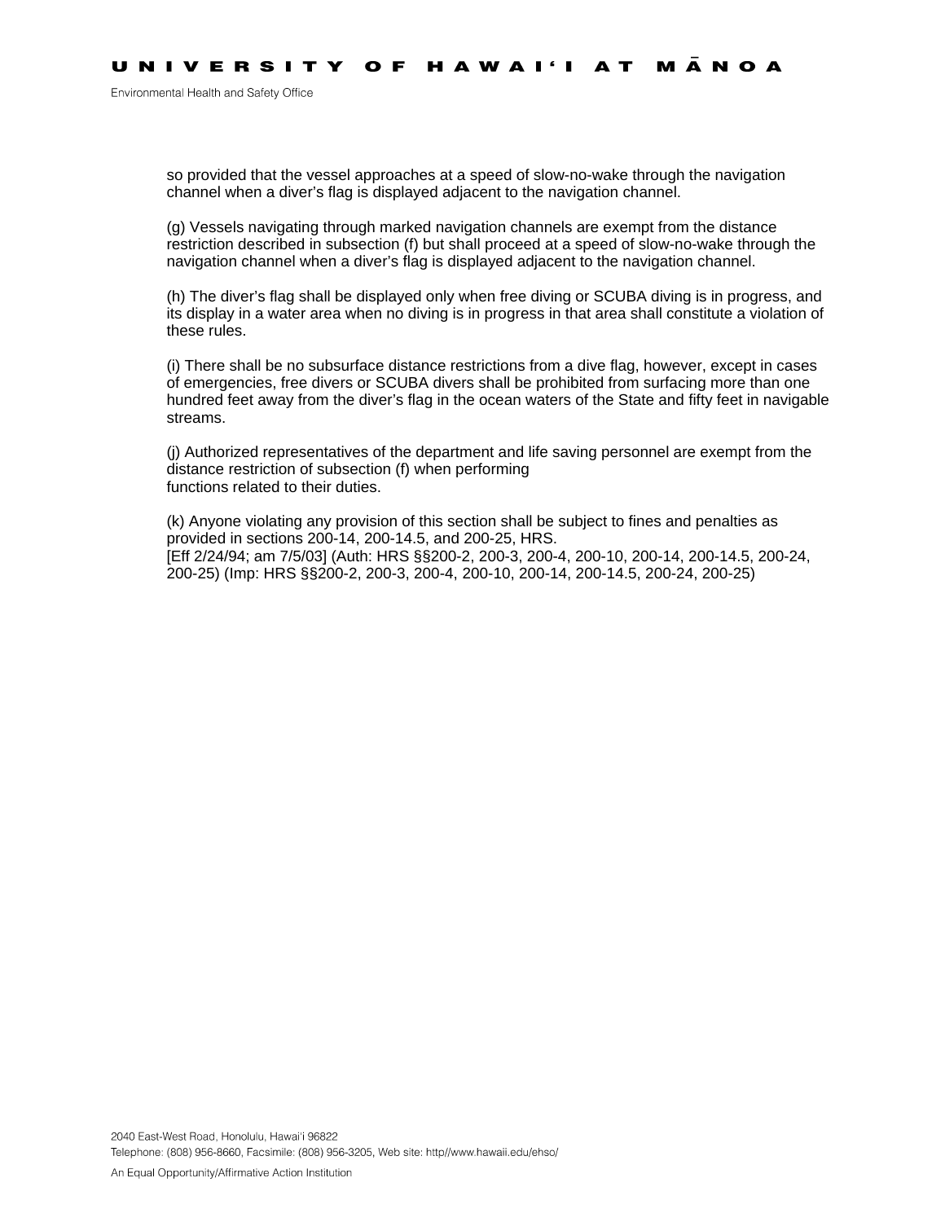so provided that the vessel approaches at a speed of slow-no-wake through the navigation channel when a diver's flag is displayed adjacent to the navigation channel.

(g) Vessels navigating through marked navigation channels are exempt from the distance restriction described in subsection (f) but shall proceed at a speed of slow-no-wake through the navigation channel when a diver's flag is displayed adjacent to the navigation channel.

(h) The diver's flag shall be displayed only when free diving or SCUBA diving is in progress, and its display in a water area when no diving is in progress in that area shall constitute a violation of these rules.

(i) There shall be no subsurface distance restrictions from a dive flag, however, except in cases of emergencies, free divers or SCUBA divers shall be prohibited from surfacing more than one hundred feet away from the diver's flag in the ocean waters of the State and fifty feet in navigable streams.

(j) Authorized representatives of the department and life saving personnel are exempt from the distance restriction of subsection (f) when performing functions related to their duties.

(k) Anyone violating any provision of this section shall be subject to fines and penalties as provided in sections 200-14, 200-14.5, and 200-25, HRS.
[Eff 2/24/94; am 7/5/03] (Auth: HRS §§200-2, 200-3, 200-4, 200-10, 200-14, 200-14.5, 200-24, 200-25) (Imp: HRS §§200-2, 200-3, 200-4, 200-10, 200-14, 200-14.5, 200-24, 200-25)